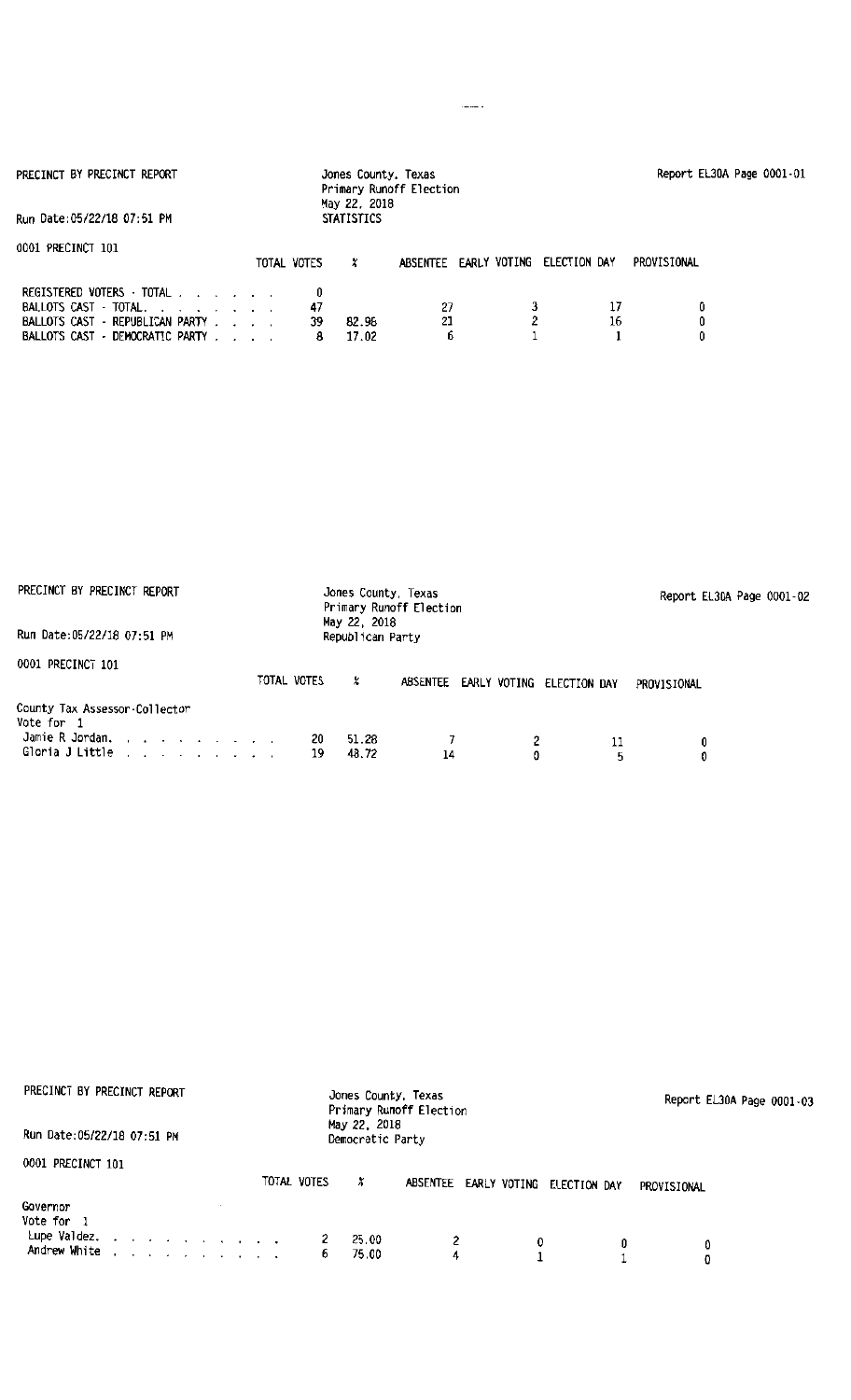PRECINCT BY PRECINCT REPORT

Jones County, Texas
Primary Runoff Election
May 22, 2018
STATISTICS

Report EL30A Page 0001-01

Run Date:05/22/18 07:51 PM

0001 PRECINCT 101

| | TOTAL VOTES | % | ABSENTEE | EARLY VOTING | ELECTION DAY | PROVISIONAL |
|---|---|---|---|---|---|---|
| REGISTERED VOTERS - TOTAL . . . . . . . | 0 | | | | | |
| BALLOTS CAST - TOTAL. . . . . . . . . | 47 | | 27 | 3 | 17 | 0 |
| BALLOTS CAST - REPUBLICAN PARTY . . . . | 39 | 82.98 | 21 | 2 | 16 | 0 |
| BALLOTS CAST - DEMOCRATIC PARTY . . . . | 8 | 17.02 | 6 | 1 | 1 | 0 |

PRECINCT BY PRECINCT REPORT

Jones County, Texas
Primary Runoff Election
May 22, 2018
Republican Party

Report EL30A Page 0001-02

Run Date:05/22/18 07:51 PM

0001 PRECINCT 101

| | TOTAL VOTES | % | ABSENTEE | EARLY VOTING | ELECTION DAY | PROVISIONAL |
|---|---|---|---|---|---|---|
| County Tax Assessor-Collector | | | | | | |
| Vote for 1 | | | | | | |
| Jamie R Jordan. . . . . . . . . . | 20 | 51.28 | 7 | 2 | 11 | 0 |
| Gloria J Little . . . . . . . . . | 19 | 48.72 | 14 | 0 | 5 | 0 |

PRECINCT BY PRECINCT REPORT

Jones County, Texas
Primary Runoff Election
May 22, 2018
Democratic Party

Report EL30A Page 0001-03

Run Date:05/22/18 07:51 PM

0001 PRECINCT 101

| | TOTAL VOTES | % | ABSENTEE | EARLY VOTING | ELECTION DAY | PROVISIONAL |
|---|---|---|---|---|---|---|
| Governor | | | | | | |
| Vote for 1 | | | | | | |
| Lupe Valdez. . . . . . . . . . . | 2 | 25.00 | 2 | 0 | 0 | 0 |
| Andrew White . . . . . . . . . . | 6 | 75.00 | 4 | 1 | 1 | 0 |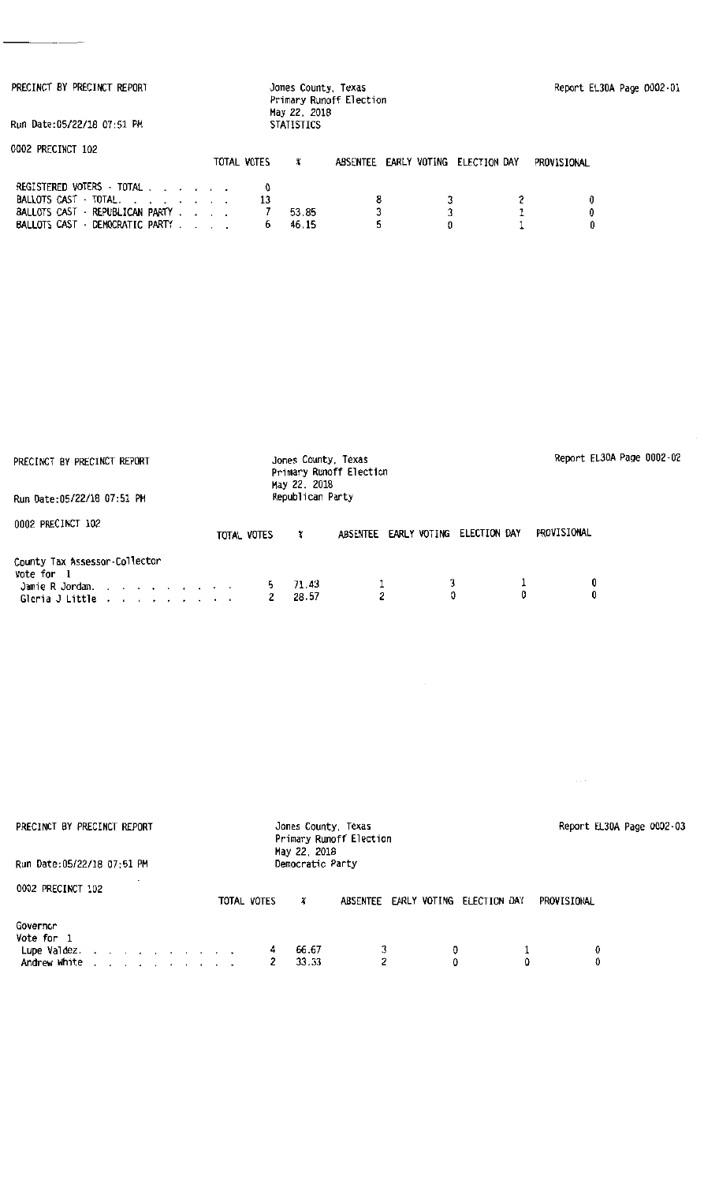PRECINCT BY PRECINCT REPORT

Jones County, Texas
Primary Runoff Election
May 22, 2018
STATISTICS

Report EL30A Page 0002-01

Run Date:05/22/18 07:51 PM

0002 PRECINCT 102

| | TOTAL VOTES | % | ABSENTEE | EARLY VOTING | ELECTION DAY | PROVISIONAL |
|---|---|---|---|---|---|---|
| REGISTERED VOTERS - TOTAL | 0 | | | | | |
| BALLOTS CAST - TOTAL | 13 | | 8 | 3 | 2 | 0 |
| BALLOTS CAST - REPUBLICAN PARTY | 7 | 53.85 | 3 | 3 | 1 | 0 |
| BALLOTS CAST - DEMOCRATIC PARTY | 6 | 46.15 | 5 | 0 | 1 | 0 |

PRECINCT BY PRECINCT REPORT

Jones County, Texas
Primary Runoff Election
May 22, 2018
Republican Party

Report EL30A Page 0002-02

Run Date:05/22/18 07:51 PM

0002 PRECINCT 102

| | TOTAL VOTES | % | ABSENTEE | EARLY VOTING | ELECTION DAY | PROVISIONAL |
|---|---|---|---|---|---|---|
| County Tax Assessor-Collector | | | | | | |
| Vote for 1 | | | | | | |
| Jamie R Jordan | 5 | 71.43 | 1 | 3 | 1 | 0 |
| Gloria J Little | 2 | 28.57 | 2 | 0 | 0 | 0 |

PRECINCT BY PRECINCT REPORT

Jones County, Texas
Primary Runoff Election
May 22, 2018
Democratic Party

Report EL30A Page 0002-03

Run Date:05/22/18 07:51 PM

0002 PRECINCT 102

| | TOTAL VOTES | % | ABSENTEE | EARLY VOTING | ELECTION DAY | PROVISIONAL |
|---|---|---|---|---|---|---|
| Governor | | | | | | |
| Vote for 1 | | | | | | |
| Lupe Valdez | 4 | 66.67 | 3 | 0 | 1 | 0 |
| Andrew White | 2 | 33.33 | 2 | 0 | 0 | 0 |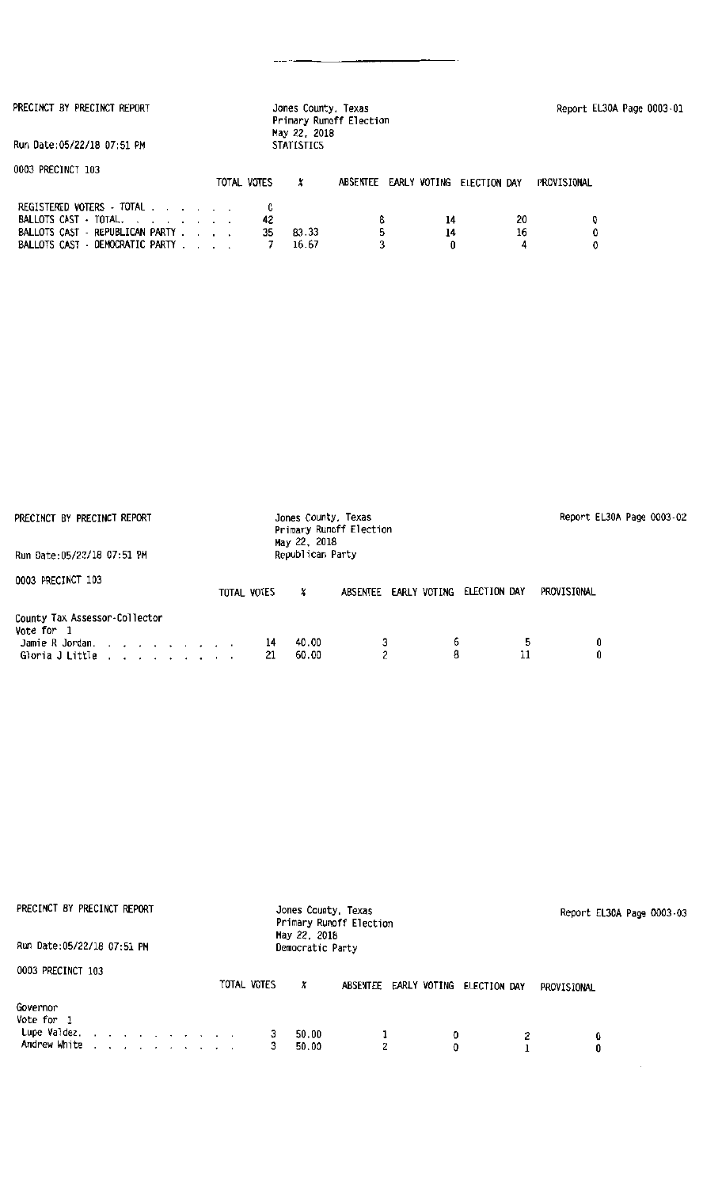PRECINCT BY PRECINCT REPORT

Jones County, Texas
Primary Runoff Election
May 22, 2018
STATISTICS

Report EL30A Page 0003-01

Run Date:05/22/18 07:51 PM

0003 PRECINCT 103

| | TOTAL VOTES | % | ABSENTEE | EARLY VOTING | ELECTION DAY | PROVISIONAL |
|---|---|---|---|---|---|---|
| REGISTERED VOTERS - TOTAL . . . . . . . | 0 | | | | | |
| BALLOTS CAST - TOTAL. . . . . . . . . | 42 | | 8 | 14 | 20 | 0 |
| BALLOTS CAST - REPUBLICAN PARTY . . . . | 35 | 83.33 | 5 | 14 | 16 | 0 |
| BALLOTS CAST - DEMOCRATIC PARTY . . . . | 7 | 16.67 | 3 | 0 | 4 | 0 |

PRECINCT BY PRECINCT REPORT

Jones County, Texas
Primary Runoff Election
May 22, 2018
Republican Party

Report EL30A Page 0003-02

Run Date:05/22/18 07:51 PM

0003 PRECINCT 103

| | TOTAL VOTES | % | ABSENTEE | EARLY VOTING | ELECTION DAY | PROVISIONAL |
|---|---|---|---|---|---|---|
| County Tax Assessor-Collector | | | | | | |
| Vote for 1 | | | | | | |
| Jamie R Jordan. . . . . . . . . . . | 14 | 40.00 | 3 | 6 | 5 | 0 |
| Gloria J Little . . . . . . . . . . | 21 | 60.00 | 2 | 8 | 11 | 0 |

PRECINCT BY PRECINCT REPORT

Jones County, Texas
Primary Runoff Election
May 22, 2018
Democratic Party

Report EL30A Page 0003-03

Run Date:05/22/18 07:51 PM

0003 PRECINCT 103

| | TOTAL VOTES | % | ABSENTEE | EARLY VOTING | ELECTION DAY | PROVISIONAL |
|---|---|---|---|---|---|---|
| Governor | | | | | | |
| Vote for 1 | | | | | | |
| Lupe Valdez. . . . . . . . . . . . | 3 | 50.00 | 1 | 0 | 2 | 0 |
| Andrew White . . . . . . . . . . . | 3 | 50.00 | 2 | 0 | 1 | 0 |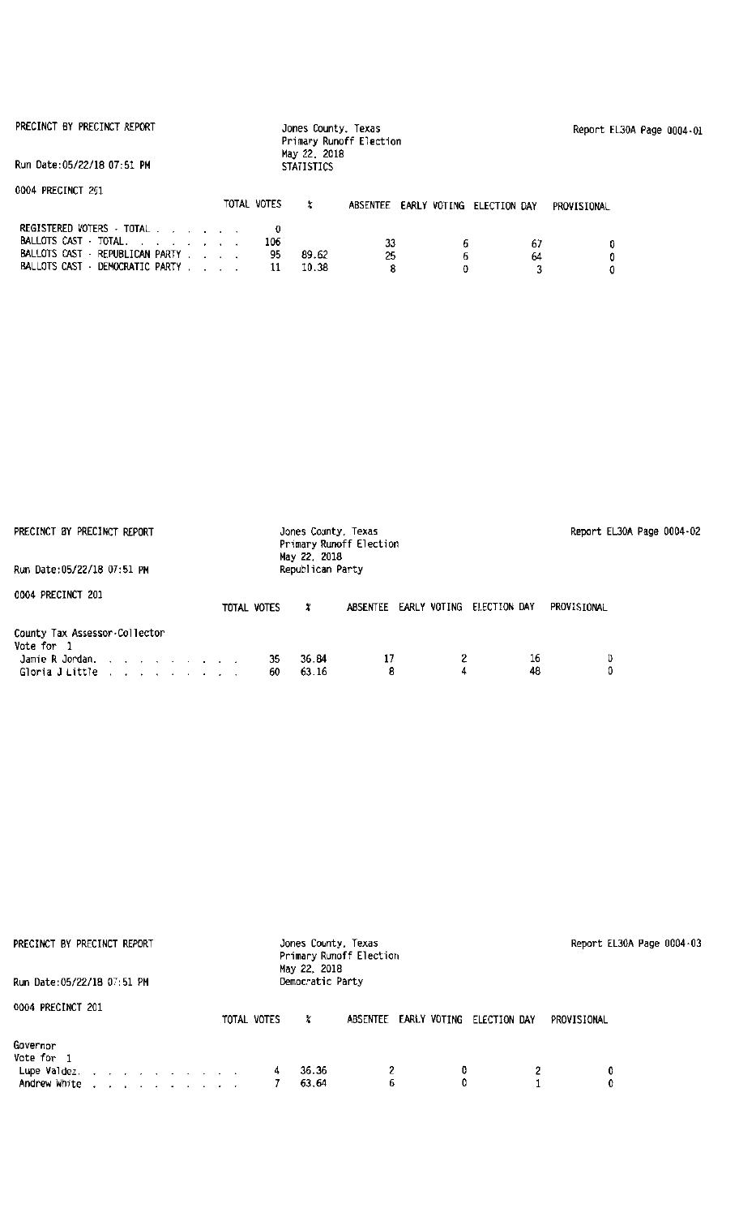PRECINCT BY PRECINCT REPORT

Jones County, Texas
Primary Runoff Election
May 22, 2018
STATISTICS

Report EL30A Page 0004-01

Run Date:05/22/18 07:51 PM

0004 PRECINCT 201

| | TOTAL VOTES | % | ABSENTEE | EARLY VOTING | ELECTION DAY | PROVISIONAL |
|---|---|---|---|---|---|---|
| REGISTERED VOTERS - TOTAL . . . . . . . | 0 | | | | | |
| BALLOTS CAST - TOTAL. . . . . . . . | 106 | | 33 | 6 | 67 | 0 |
| BALLOTS CAST - REPUBLICAN PARTY . . . . | 95 | 89.62 | 25 | 6 | 64 | 0 |
| BALLOTS CAST - DEMOCRATIC PARTY . . . . | 11 | 10.38 | 8 | 0 | 3 | 0 |

PRECINCT BY PRECINCT REPORT

Jones County, Texas
Primary Runoff Election
May 22, 2018
Republican Party

Report EL30A Page 0004-02

Run Date:05/22/18 07:51 PM

0004 PRECINCT 201

| County Tax Assessor-Collector<br>Vote for 1 | TOTAL VOTES | % | ABSENTEE | EARLY VOTING | ELECTION DAY | PROVISIONAL |
|---|---|---|---|---|---|---|
| Jamie R Jordan. . . . . . . . . . . | 35 | 36.84 | 17 | 2 | 16 | 0 |
| Gloria J Little . . . . . . . . . . | 60 | 63.16 | 8 | 4 | 48 | 0 |

PRECINCT BY PRECINCT REPORT

Jones County, Texas
Primary Runoff Election
May 22, 2018
Democratic Party

Report EL30A Page 0004-03

Run Date:05/22/18 07:51 PM

0004 PRECINCT 201

| Governor<br>Vote for 1 | TOTAL VOTES | % | ABSENTEE | EARLY VOTING | ELECTION DAY | PROVISIONAL |
|---|---|---|---|---|---|---|
| Lupe Valdez. . . . . . . . . . . . | 4 | 36.36 | 2 | 0 | 2 | 0 |
| Andrew White . . . . . . . . . . . | 7 | 63.64 | 6 | 0 | 1 | 0 |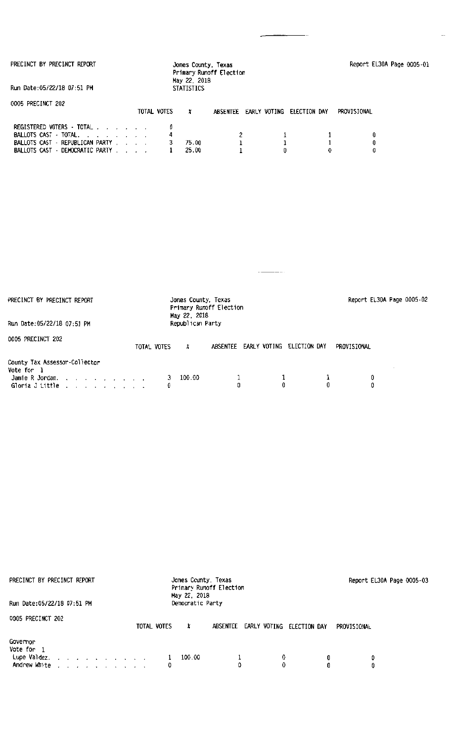PRECINCT BY PRECINCT REPORT

Jones County, Texas
Primary Runoff Election
May 22, 2018
STATISTICS

Report EL30A Page 0005-01

Run Date:05/22/18 07:51 PM

0005 PRECINCT 202

| | TOTAL VOTES | % | ABSENTEE | EARLY VOTING | ELECTION DAY | PROVISIONAL |
|---|---|---|---|---|---|---|
| REGISTERED VOTERS - TOTAL . . . . . . . | 0 | | | | | |
| BALLOTS CAST - TOTAL. . . . . . . . . | 4 | | 2 | 1 | 1 | 0 |
| BALLOTS CAST - REPUBLICAN PARTY . . . . | 3 | 75.00 | 1 | 1 | 1 | 0 |
| BALLOTS CAST - DEMOCRATIC PARTY . . . . | 1 | 25.00 | 1 | 0 | 0 | 0 |

PRECINCT BY PRECINCT REPORT

Jones County, Texas
Primary Runoff Election
May 22, 2018
Republican Party

Report EL30A Page 0005-02

Run Date:05/22/18 07:51 PM

0005 PRECINCT 202

| | TOTAL VOTES | % | ABSENTEE | EARLY VOTING | ELECTION DAY | PROVISIONAL |
|---|---|---|---|---|---|---|
| County Tax Assessor-Collector | | | | | | |
| Vote for 1 | | | | | | |
| Jamie R Jordan. . . . . . . . . . | 3 | 100.00 | 1 | 1 | 1 | 0 |
| Gloria J Little . . . . . . . . . | 0 | | 0 | 0 | 0 | 0 |

PRECINCT BY PRECINCT REPORT

Jones County, Texas
Primary Runoff Election
May 22, 2018
Democratic Party

Report EL30A Page 0005-03

Run Date:05/22/18 07:51 PM

0005 PRECINCT 202

| | TOTAL VOTES | % | ABSENTEE | EARLY VOTING | ELECTION DAY | PROVISIONAL |
|---|---|---|---|---|---|---|
| Governor | | | | | | |
| Vote for 1 | | | | | | |
| Lupe Valdez. . . . . . . . . . . | 1 | 100.00 | 1 | 0 | 0 | 0 |
| Andrew White . . . . . . . . . . | 0 | | 0 | 0 | 0 | 0 |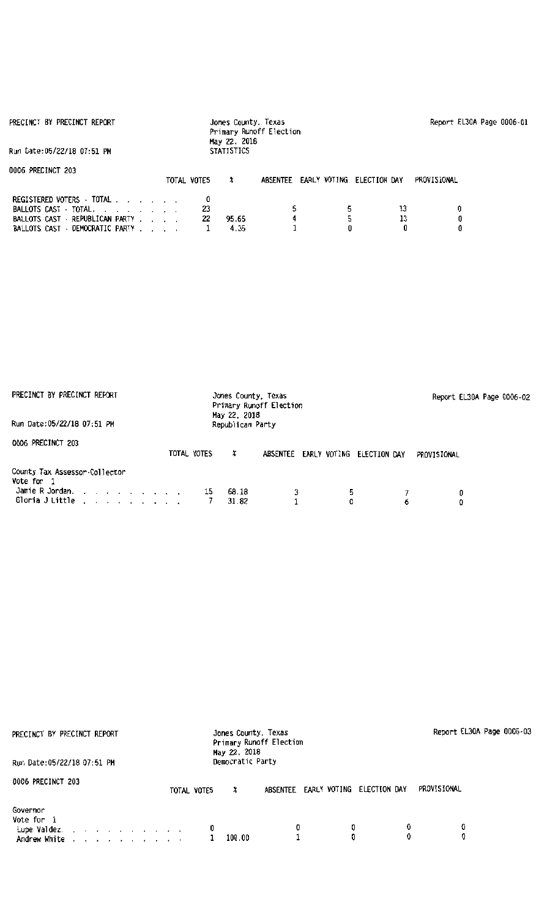PRECINCT BY PRECINCT REPORT

Jones County, Texas
Primary Runoff Election
May 22, 2018
STATISTICS

Report EL30A Page 0006-01

Run Date:05/22/18 07:51 PM

0006 PRECINCT 203

| | TOTAL VOTES | % | ABSENTEE | EARLY VOTING | ELECTION DAY | PROVISIONAL |
|---|---|---|---|---|---|---|
| REGISTERED VOTERS - TOTAL . . . . . . . | 0 | | | | | |
| BALLOTS CAST - TOTAL. . . . . . . . . | 23 | | 5 | 5 | 13 | 0 |
| BALLOTS CAST - REPUBLICAN PARTY . . . . | 22 | 95.65 | 4 | 5 | 13 | 0 |
| BALLOTS CAST - DEMOCRATIC PARTY . . . . | 1 | 4.35 | 1 | 0 | 0 | 0 |

PRECINCT BY PRECINCT REPORT

Jones County, Texas
Primary Runoff Election
May 22, 2018
Republican Party

Report EL30A Page 0006-02

Run Date:05/22/18 07:51 PM

0006 PRECINCT 203

| | TOTAL VOTES | % | ABSENTEE | EARLY VOTING | ELECTION DAY | PROVISIONAL |
|---|---|---|---|---|---|---|
| County Tax Assessor-Collector | | | | | | |
| Vote for 1 | | | | | | |
| Jamie R Jordan. . . . . . . . . . . | 15 | 68.18 | 3 | 5 | 7 | 0 |
| Gloria J Little . . . . . . . . . . | 7 | 31.82 | 1 | 0 | 6 | 0 |

PRECINCT BY PRECINCT REPORT

Jones County, Texas
Primary Runoff Election
May 22, 2018
Democratic Party

Report EL30A Page 0006-03

Run Date:05/22/18 07:51 PM

0006 PRECINCT 203

| | TOTAL VOTES | % | ABSENTEE | EARLY VOTING | ELECTION DAY | PROVISIONAL |
|---|---|---|---|---|---|---|
| Governor | | | | | | |
| Vote for 1 | | | | | | |
| Lupe Valdez. . . . . . . . . . . . | 0 | | 0 | 0 | 0 | 0 |
| Andrew White . . . . . . . . . . . | 1 | 100.00 | 1 | 0 | 0 | 0 |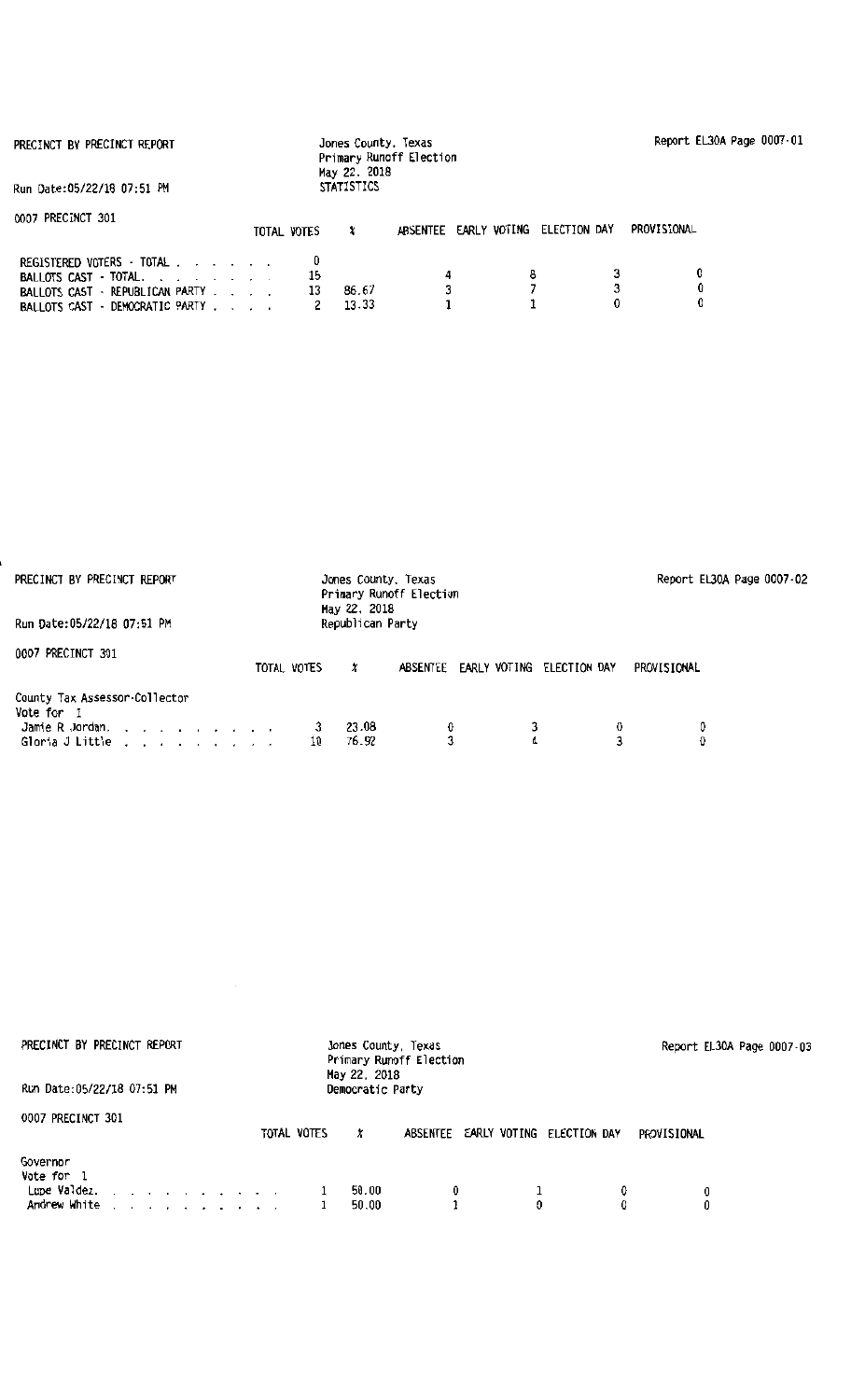PRECINCT BY PRECINCT REPORT

Jones County, Texas
Primary Runoff Election
May 22, 2018
STATISTICS

Report EL30A Page 0007-01

Run Date:05/22/18 07:51 PM

0007 PRECINCT 301

| | TOTAL VOTES | % | ABSENTEE | EARLY VOTING | ELECTION DAY | PROVISIONAL |
|---|---|---|---|---|---|---|
| REGISTERED VOTERS - TOTAL | 0 | | | | | |
| BALLOTS CAST - TOTAL | 15 | | 4 | 8 | 3 | 0 |
| BALLOTS CAST - REPUBLICAN PARTY | 13 | 86.67 | 3 | 7 | 3 | 0 |
| BALLOTS CAST - DEMOCRATIC PARTY | 2 | 13.33 | 1 | 1 | 0 | 0 |

PRECINCT BY PRECINCT REPORT

Jones County, Texas
Primary Runoff Election
May 22, 2018
Republican Party

Report EL30A Page 0007-02

Run Date:05/22/18 07:51 PM

0007 PRECINCT 301

County Tax Assessor-Collector
Vote for 1

| | TOTAL VOTES | % | ABSENTEE | EARLY VOTING | ELECTION DAY | PROVISIONAL |
|---|---|---|---|---|---|---|
| Jamie R Jordan | 3 | 23.08 | 0 | 3 | 0 | 0 |
| Gloria J Little | 10 | 76.92 | 3 | 4 | 3 | 0 |

PRECINCT BY PRECINCT REPORT

Jones County, Texas
Primary Runoff Election
May 22, 2018
Democratic Party

Report EL30A Page 0007-03

Run Date:05/22/18 07:51 PM

0007 PRECINCT 301

Governor
Vote for 1

| | TOTAL VOTES | % | ABSENTEE | EARLY VOTING | ELECTION DAY | PROVISIONAL |
|---|---|---|---|---|---|---|
| Lupe Valdez | 1 | 50.00 | 0 | 1 | 0 | 0 |
| Andrew White | 1 | 50.00 | 1 | 0 | 0 | 0 |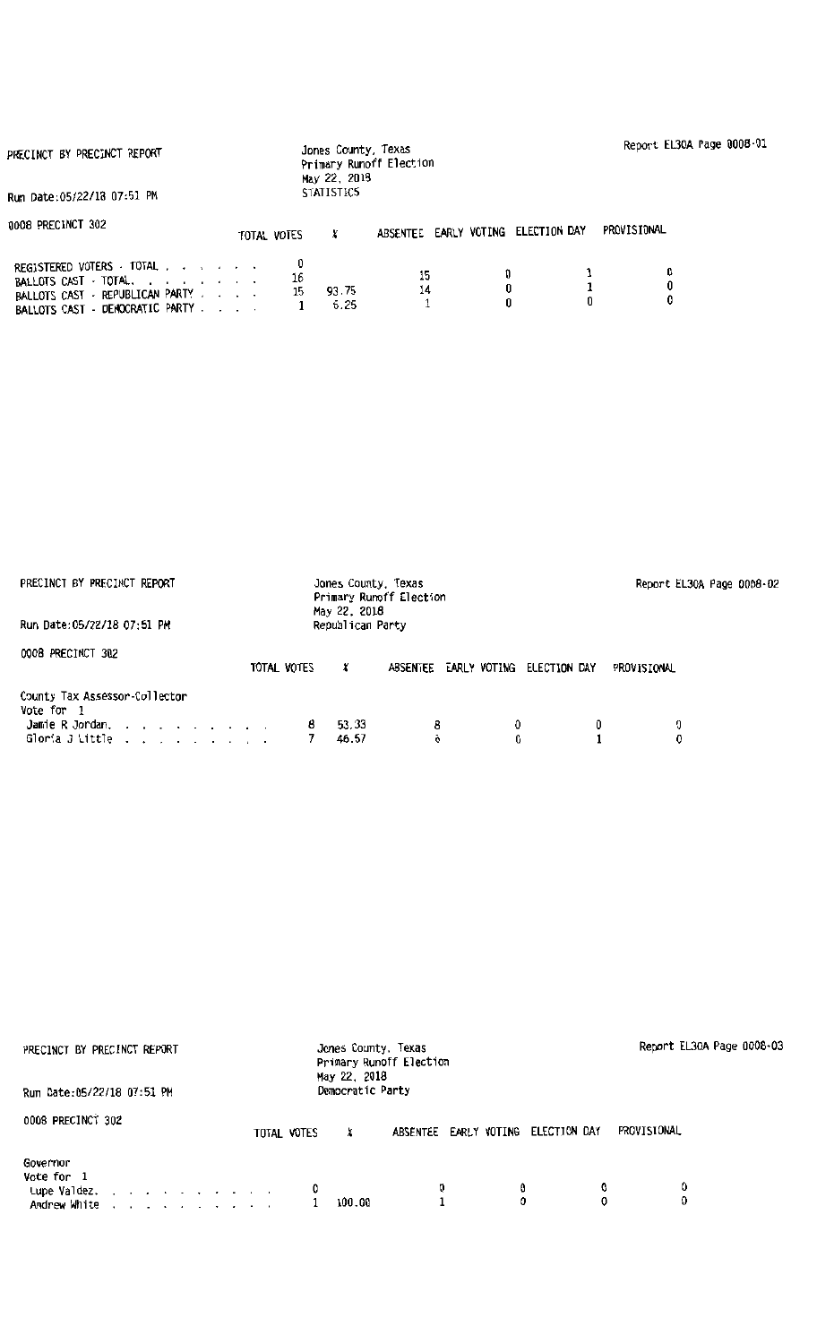PRECINCT BY PRECINCT REPORT

Jones County, Texas
Primary Runoff Election
May 22, 2018
STATISTICS

Report EL30A Page 0008-01

Run Date:05/22/18 07:51 PM

0008 PRECINCT 302

| | TOTAL VOTES | % | ABSENTEE | EARLY VOTING | ELECTION DAY | PROVISIONAL |
|---|---|---|---|---|---|---|
| REGISTERED VOTERS - TOTAL | 0 | | | | | |
| BALLOTS CAST - TOTAL | 16 | | 15 | 0 | 1 | 0 |
| BALLOTS CAST - REPUBLICAN PARTY | 15 | 93.75 | 14 | 0 | 1 | 0 |
| BALLOTS CAST - DEMOCRATIC PARTY | 1 | 6.25 | 1 | 0 | 0 | 0 |

PRECINCT BY PRECINCT REPORT

Jones County, Texas
Primary Runoff Election
May 22, 2018
Republican Party

Report EL30A Page 0008-02

Run Date:05/22/18 07:51 PM

0008 PRECINCT 302

County Tax Assessor-Collector
Vote for 1

| | TOTAL VOTES | % | ABSENTEE | EARLY VOTING | ELECTION DAY | PROVISIONAL |
|---|---|---|---|---|---|---|
| Jamie R Jordan | 8 | 53.33 | 8 | 0 | 0 | 0 |
| Gloria J Little | 7 | 46.67 | 6 | 0 | 1 | 0 |

PRECINCT BY PRECINCT REPORT

Jones County, Texas
Primary Runoff Election
May 22, 2018
Democratic Party

Report EL30A Page 0008-03

Run Date:05/22/18 07:51 PM

0008 PRECINCT 302

Governor
Vote for 1

| | TOTAL VOTES | % | ABSENTEE | EARLY VOTING | ELECTION DAY | PROVISIONAL |
|---|---|---|---|---|---|---|
| Lupe Valdez | 0 | | 0 | 0 | 0 | 0 |
| Andrew White | 1 | 100.00 | 1 | 0 | 0 | 0 |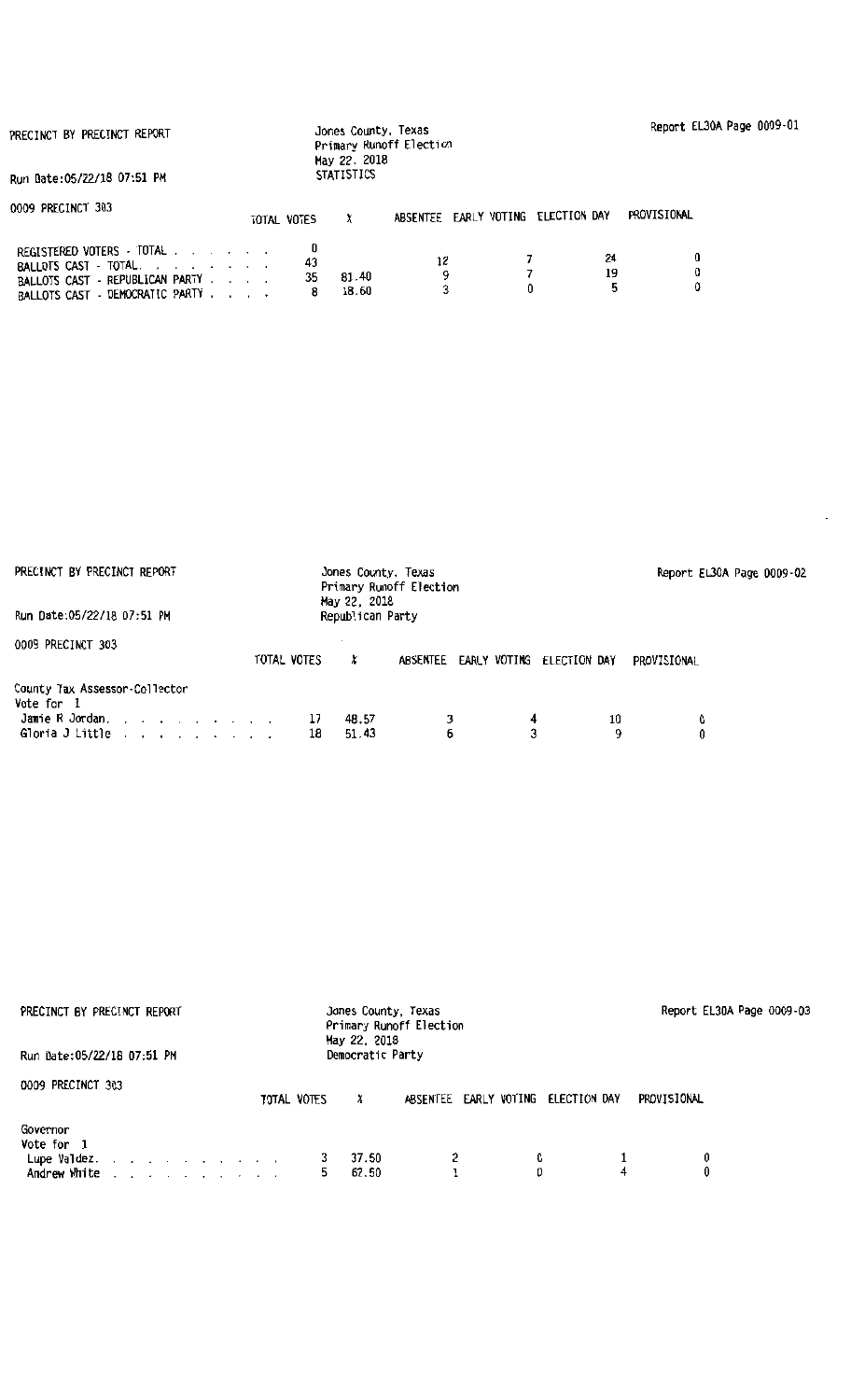PRECINCT BY PRECINCT REPORT

Jones County, Texas
Primary Runoff Election
May 22, 2018
STATISTICS

Report EL30A Page 0009-01

Run Date:05/22/18 07:51 PM

0009 PRECINCT 303

| | TOTAL VOTES | % | ABSENTEE | EARLY VOTING | ELECTION DAY | PROVISIONAL |
|---|---|---|---|---|---|---|
| REGISTERED VOTERS - TOTAL | 0 | | | | | |
| BALLOTS CAST - TOTAL | 43 | | 12 | 7 | 24 | 0 |
| BALLOTS CAST - REPUBLICAN PARTY | 35 | 81.40 | 9 | 7 | 19 | 0 |
| BALLOTS CAST - DEMOCRATIC PARTY | 8 | 18.60 | 3 | 0 | 5 | 0 |

PRECINCT BY PRECINCT REPORT

Jones County, Texas
Primary Runoff Election
May 22, 2018
Republican Party

Report EL30A Page 0009-02

Run Date:05/22/18 07:51 PM

0009 PRECINCT 303

| | TOTAL VOTES | % | ABSENTEE | EARLY VOTING | ELECTION DAY | PROVISIONAL |
|---|---|---|---|---|---|---|
| County Tax Assessor-Collector | | | | | | |
| Vote for 1 | | | | | | |
| Jamie R Jordan | 17 | 48.57 | 3 | 4 | 10 | 0 |
| Gloria J Little | 18 | 51.43 | 6 | 3 | 9 | 0 |

PRECINCT BY PRECINCT REPORT

Jones County, Texas
Primary Runoff Election
May 22, 2018
Democratic Party

Report EL30A Page 0009-03

Run Date:05/22/18 07:51 PM

0009 PRECINCT 303

| | TOTAL VOTES | % | ABSENTEE | EARLY VOTING | ELECTION DAY | PROVISIONAL |
|---|---|---|---|---|---|---|
| Governor | | | | | | |
| Vote for 1 | | | | | | |
| Lupe Valdez | 3 | 37.50 | 2 | 0 | 1 | 0 |
| Andrew White | 5 | 62.50 | 1 | 0 | 4 | 0 |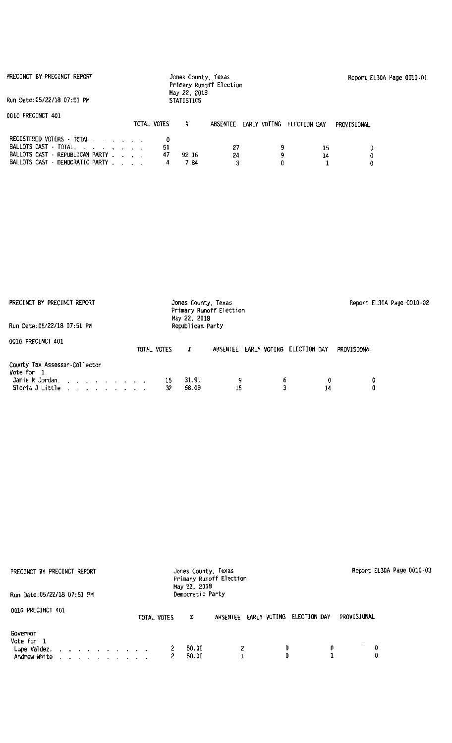PRECINCT BY PRECINCT REPORT

Jones County, Texas
Primary Runoff Election
May 22, 2018
STATISTICS

Report EL30A Page 0010-01

Run Date:05/22/18 07:51 PM

0010 PRECINCT 401

| | TOTAL VOTES | % | ABSENTEE | EARLY VOTING | ELECTION DAY | PROVISIONAL |
|---|---|---|---|---|---|---|
| REGISTERED VOTERS - TOTAL | 0 | | | | | |
| BALLOTS CAST - TOTAL. | 51 | | 27 | 9 | 15 | 0 |
| BALLOTS CAST - REPUBLICAN PARTY | 47 | 92.16 | 24 | 9 | 14 | 0 |
| BALLOTS CAST - DEMOCRATIC PARTY | 4 | 7.84 | 3 | 0 | 1 | 0 |

PRECINCT BY PRECINCT REPORT

Jones County, Texas
Primary Runoff Election
May 22, 2018
Republican Party

Report EL30A Page 0010-02

Run Date:05/22/18 07:51 PM

0010 PRECINCT 401

| | TOTAL VOTES | % | ABSENTEE | EARLY VOTING | ELECTION DAY | PROVISIONAL |
|---|---|---|---|---|---|---|
| County Tax Assessor-Collector | | | | | | |
| Vote for 1 | | | | | | |
| Jamie R Jordan. | 15 | 31.91 | 9 | 6 | 0 | 0 |
| Gloria J Little | 32 | 68.09 | 15 | 3 | 14 | 0 |

PRECINCT BY PRECINCT REPORT

Jones County, Texas
Primary Runoff Election
May 22, 2018
Democratic Party

Report EL30A Page 0010-03

Run Date:05/22/18 07:51 PM

0010 PRECINCT 401

| | TOTAL VOTES | % | ABSENTEE | EARLY VOTING | ELECTION DAY | PROVISIONAL |
|---|---|---|---|---|---|---|
| Governor | | | | | | |
| Vote for 1 | | | | | | |
| Lupe Valdez. | 2 | 50.00 | 2 | 0 | 0 | 0 |
| Andrew White | 2 | 50.00 | 1 | 0 | 1 | 0 |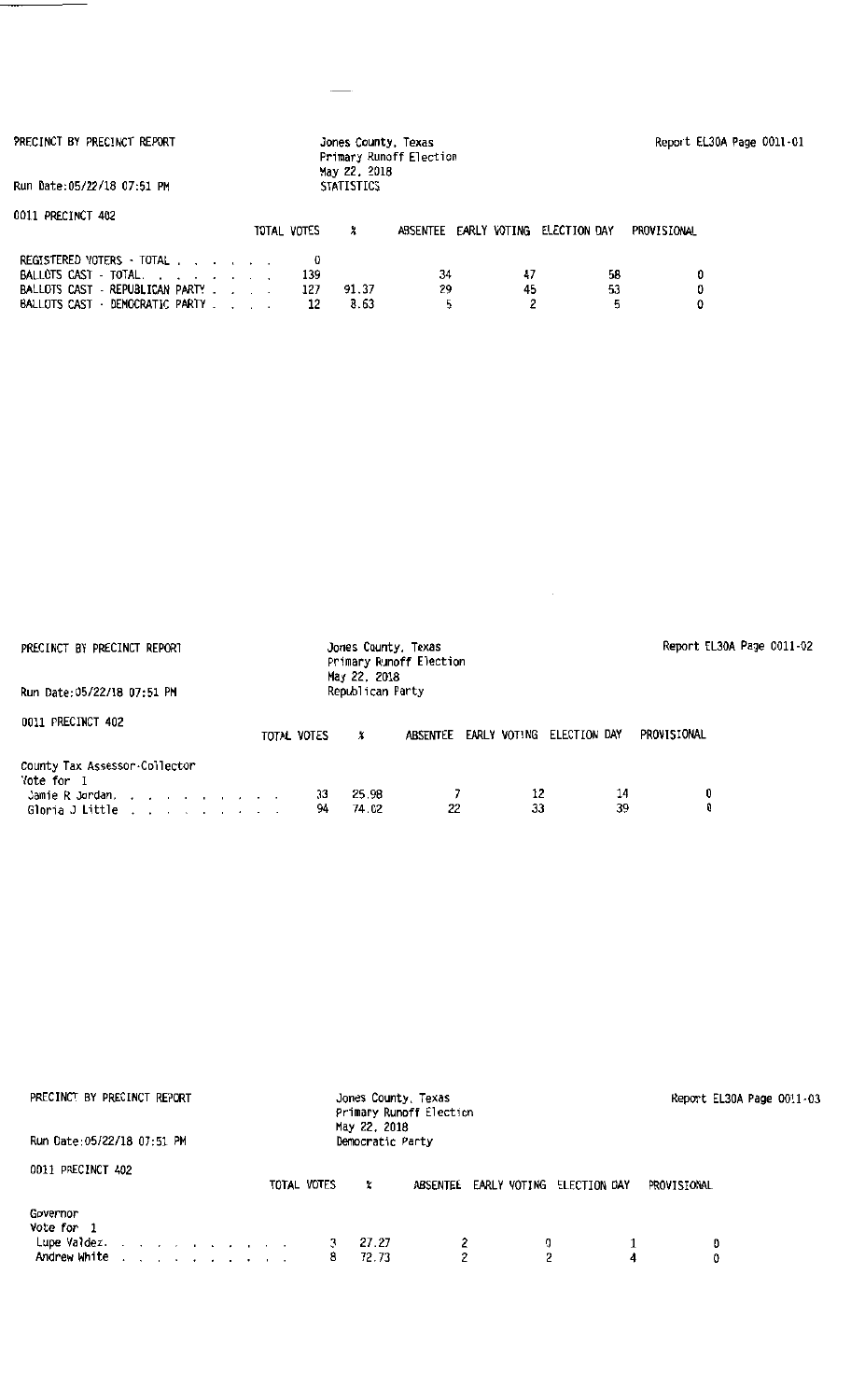PRECINCT BY PRECINCT REPORT

Jones County, Texas
Primary Runoff Election
May 22, 2018
STATISTICS

Report EL30A Page 0011-01

Run Date:05/22/18 07:51 PM

0011 PRECINCT 402

| | TOTAL VOTES | % | ABSENTEE | EARLY VOTING | ELECTION DAY | PROVISIONAL |
|---|---|---|---|---|---|---|
| REGISTERED VOTERS - TOTAL . . . . . . . | 0 | | | | | |
| BALLOTS CAST - TOTAL. . . . . . . . | 139 | | 34 | 47 | 58 | 0 |
| BALLOTS CAST - REPUBLICAN PARTY . . . . | 127 | 91.37 | 29 | 45 | 53 | 0 |
| BALLOTS CAST - DEMOCRATIC PARTY . . . . | 12 | 8.63 | 5 | 2 | 5 | 0 |

PRECINCT BY PRECINCT REPORT

Jones County, Texas
Primary Runoff Election
May 22, 2018
Republican Party

Report EL30A Page 0011-02

Run Date:05/22/18 07:51 PM

0011 PRECINCT 402

County Tax Assessor-Collector
Vote for 1

| | TOTAL VOTES | % | ABSENTEE | EARLY VOTING | ELECTION DAY | PROVISIONAL |
|---|---|---|---|---|---|---|
| Jamie R Jordan. . . . . . . . . . . | 33 | 25.98 | 7 | 12 | 14 | 0 |
| Gloria J Little . . . . . . . . . . | 94 | 74.02 | 22 | 33 | 39 | 0 |

PRECINCT BY PRECINCT REPORT

Jones County, Texas
Primary Runoff Election
May 22, 2018
Democratic Party

Report EL30A Page 0011-03

Run Date:05/22/18 07:51 PM

0011 PRECINCT 402

Governor
Vote for 1

| | TOTAL VOTES | % | ABSENTEE | EARLY VOTING | ELECTION DAY | PROVISIONAL |
|---|---|---|---|---|---|---|
| Lupe Valdez. . . . . . . . . . . | 3 | 27.27 | 2 | 0 | 1 | 0 |
| Andrew White . . . . . . . . . . | 8 | 72.73 | 2 | 2 | 4 | 0 |